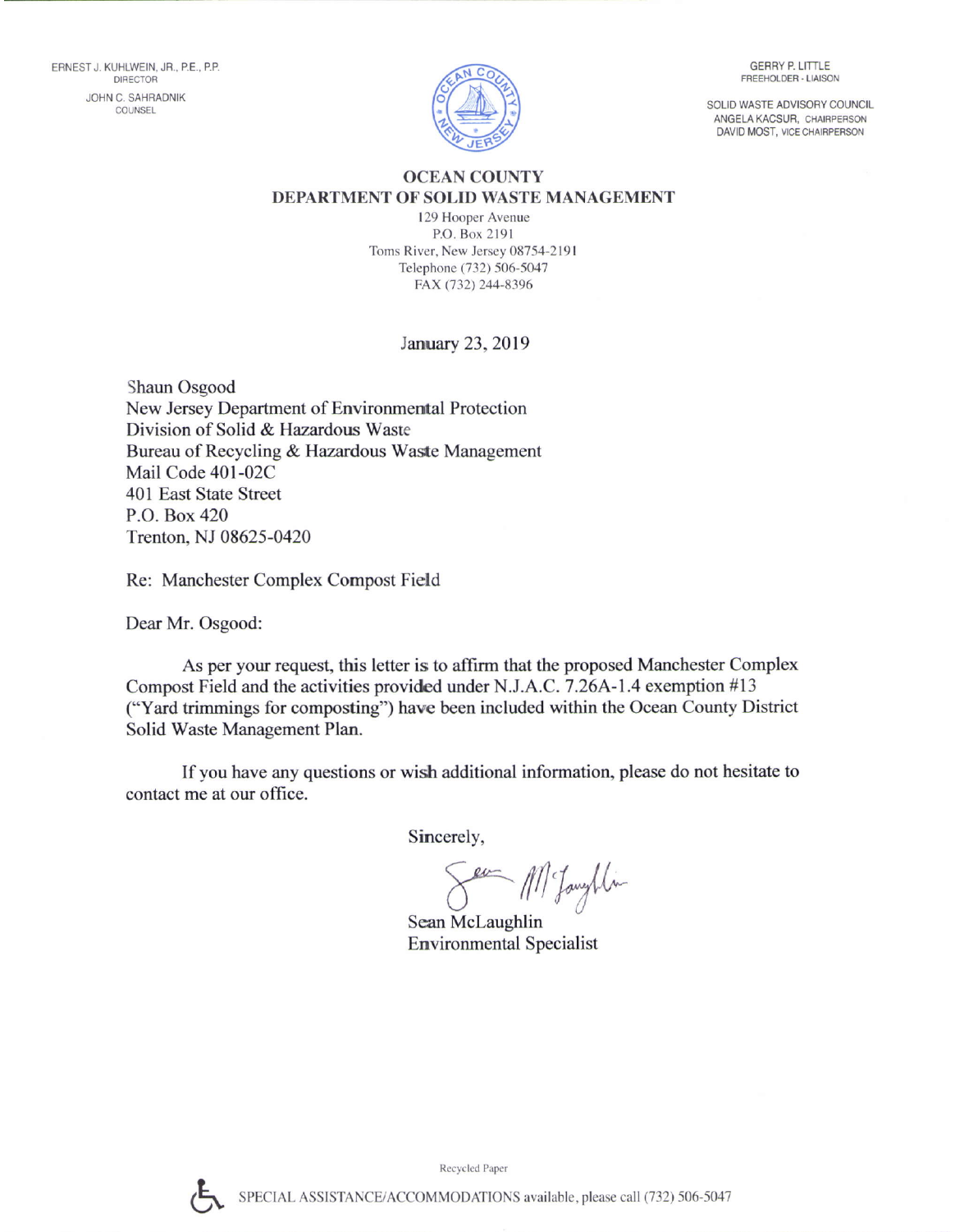ERNEST J. KUHLWEIN, JR., P.E., P.P.
DIRECTOR

JOHN C. SAHRADNIK
COUNSEL

GERRY P. LITTLE
FREEHOLDER - LIAISON

SOLID WASTE ADVISORY COUNCIL
ANGELA KACSUR, CHAIRPERSON
DAVID MOST, VICE CHAIRPERSON

# OCEAN COUNTY
## DEPARTMENT OF SOLID WASTE MANAGEMENT

129 Hooper Avenue
P.O. Box 2191
Toms River, New Jersey 08754-2191
Telephone (732) 506-5047
FAX (732) 244-8396

January 23, 2019

Shaun Osgood
New Jersey Department of Environmental Protection
Division of Solid & Hazardous Waste
Bureau of Recycling & Hazardous Waste Management
Mail Code 401-02C
401 East State Street
P.O. Box 420
Trenton, NJ 08625-0420

Re: Manchester Complex Compost Field

Dear Mr. Osgood:

As per your request, this letter is to affirm that the proposed Manchester Complex Compost Field and the activities provided under N.J.A.C. 7.26A-1.4 exemption #13 ("Yard trimmings for composting") have been included within the Ocean County District Solid Waste Management Plan.

If you have any questions or wish additional information, please do not hesitate to contact me at our office.

Sincerely,

Sean McLaughlin
Environmental Specialist

Recycled Paper

SPECIAL ASSISTANCE/ACCOMMODATIONS available, please call (732) 506-5047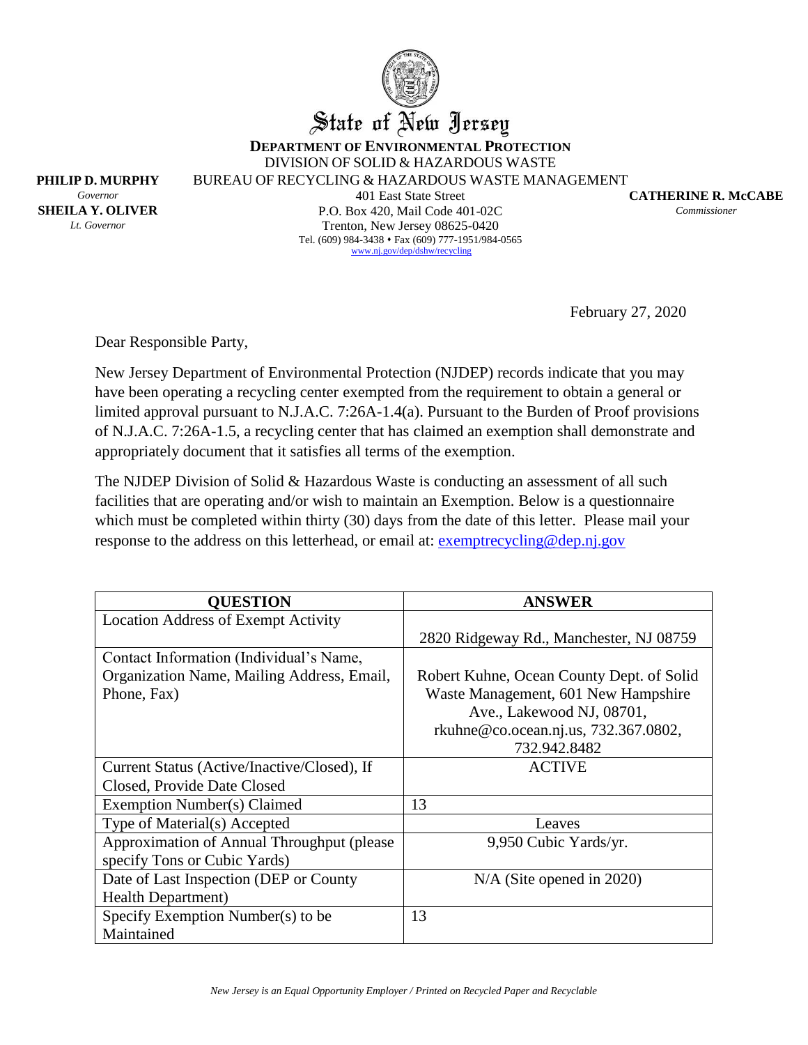# State of New Jersey

**DEPARTMENT OF ENVIRONMENTAL PROTECTION**
DIVISION OF SOLID & HAZARDOUS WASTE
BUREAU OF RECYCLING & HAZARDOUS WASTE MANAGEMENT
401 East State Street
P.O. Box 420, Mail Code 401-02C
Trenton, New Jersey 08625-0420
Tel. (609) 984-3438 • Fax (609) 777-1951/984-0565
www.nj.gov/dep/dshw/recycling

**PHILIP D. MURPHY**
*Governor*

**SHEILA Y. OLIVER**
*Lt. Governor*

**CATHERINE R. McCABE**
*Commissioner*

February 27, 2020

Dear Responsible Party,

New Jersey Department of Environmental Protection (NJDEP) records indicate that you may have been operating a recycling center exempted from the requirement to obtain a general or limited approval pursuant to N.J.A.C. 7:26A-1.4(a). Pursuant to the Burden of Proof provisions of N.J.A.C. 7:26A-1.5, a recycling center that has claimed an exemption shall demonstrate and appropriately document that it satisfies all terms of the exemption.

The NJDEP Division of Solid & Hazardous Waste is conducting an assessment of all such facilities that are operating and/or wish to maintain an Exemption. Below is a questionnaire which must be completed within thirty (30) days from the date of this letter. Please mail your response to the address on this letterhead, or email at: exemptrecycling@dep.nj.gov

| QUESTION | ANSWER |
|---|---|
| Location Address of Exempt Activity | 2820 Ridgeway Rd., Manchester, NJ 08759 |
| Contact Information (Individual's Name, Organization Name, Mailing Address, Email, Phone, Fax) | Robert Kuhne, Ocean County Dept. of Solid Waste Management, 601 New Hampshire Ave., Lakewood NJ, 08701, rkuhne@co.ocean.nj.us, 732.367.0802, 732.942.8482 |
| Current Status (Active/Inactive/Closed), If Closed, Provide Date Closed | ACTIVE |
| Exemption Number(s) Claimed | 13 |
| Type of Material(s) Accepted | Leaves |
| Approximation of Annual Throughput (please specify Tons or Cubic Yards) | 9,950 Cubic Yards/yr. |
| Date of Last Inspection (DEP or County Health Department) | N/A (Site opened in 2020) |
| Specify Exemption Number(s) to be Maintained | 13 |

*New Jersey is an Equal Opportunity Employer / Printed on Recycled Paper and Recyclable*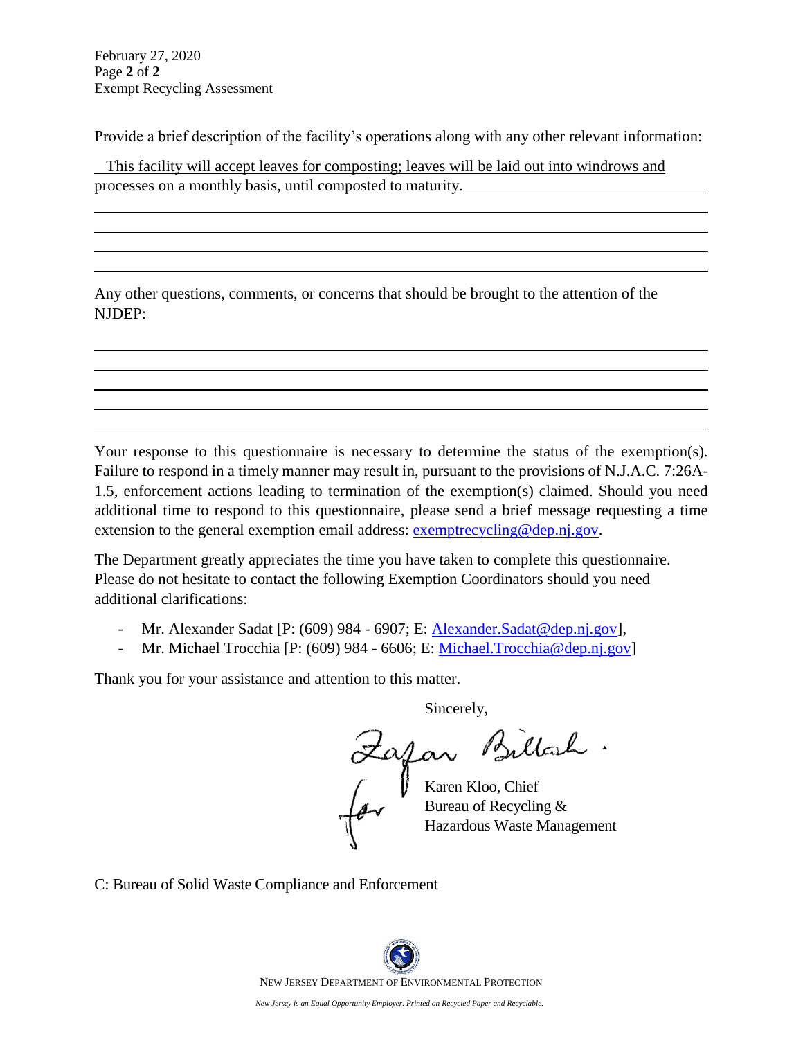Provide a brief description of the facility's operations along with any other relevant information:

This facility will accept leaves for composting; leaves will be laid out into windrows and processes on a monthly basis, until composted to maturity.

Any other questions, comments, or concerns that should be brought to the attention of the NJDEP:

Your response to this questionnaire is necessary to determine the status of the exemption(s). Failure to respond in a timely manner may result in, pursuant to the provisions of N.J.A.C. 7:26A-1.5, enforcement actions leading to termination of the exemption(s) claimed. Should you need additional time to respond to this questionnaire, please send a brief message requesting a time extension to the general exemption email address: exemptrecycling@dep.nj.gov.

The Department greatly appreciates the time you have taken to complete this questionnaire. Please do not hesitate to contact the following Exemption Coordinators should you need additional clarifications:

- Mr. Alexander Sadat [P: (609) 984 - 6907; E: Alexander.Sadat@dep.nj.gov],
- Mr. Michael Trocchia [P: (609) 984 - 6606; E: Michael.Trocchia@dep.nj.gov]

Thank you for your assistance and attention to this matter.

Sincerely,

Zafar Billah
for

Karen Kloo, Chief
Bureau of Recycling &
Hazardous Waste Management

C: Bureau of Solid Waste Compliance and Enforcement

NEW JERSEY DEPARTMENT OF ENVIRONMENTAL PROTECTION

*New Jersey is an Equal Opportunity Employer. Printed on Recycled Paper and Recyclable.*